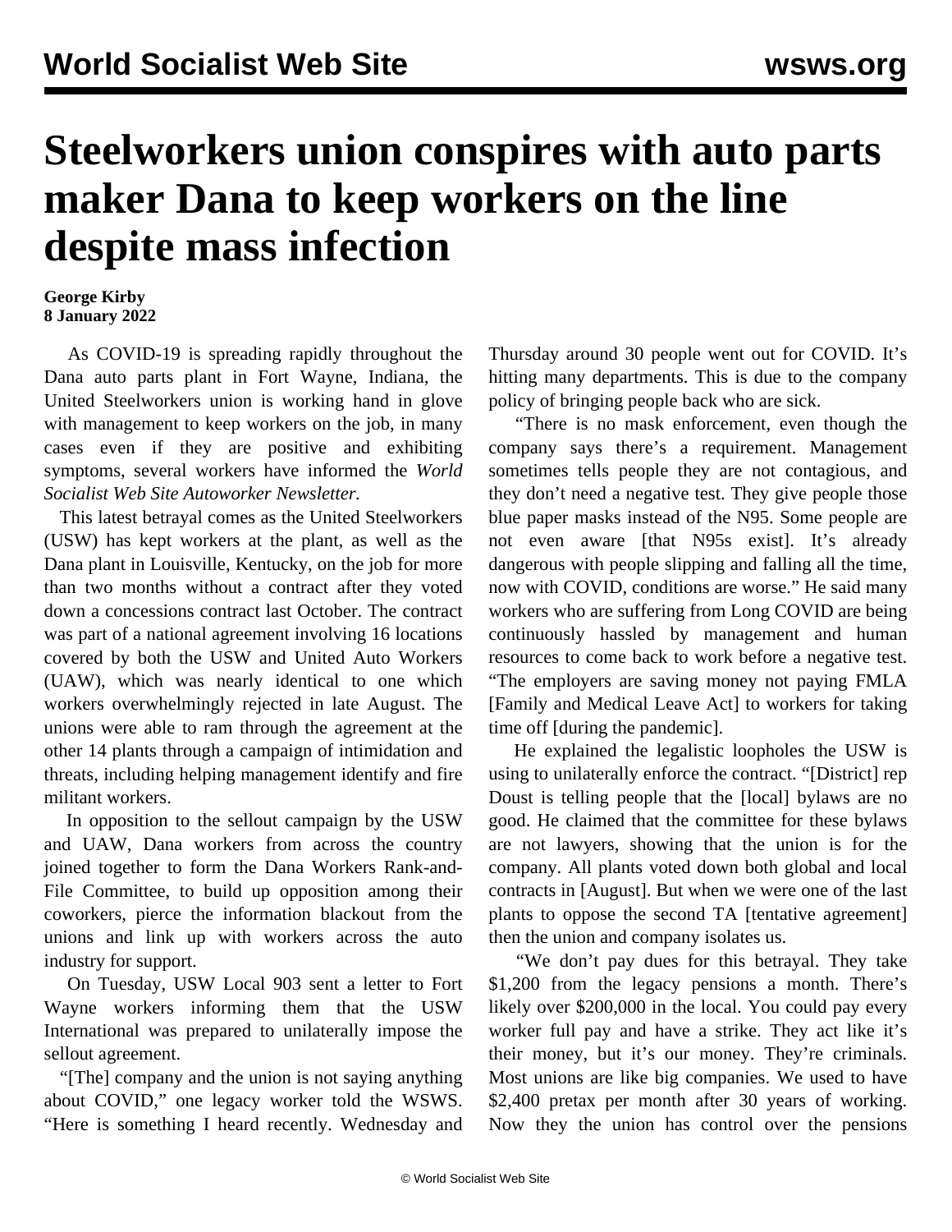# Steelworkers union conspires with auto parts maker Dana to keep workers on the line despite mass infection

**George Kirby**
**8 January 2022**

As COVID-19 is spreading rapidly throughout the Dana auto parts plant in Fort Wayne, Indiana, the United Steelworkers union is working hand in glove with management to keep workers on the job, in many cases even if they are positive and exhibiting symptoms, several workers have informed the *World Socialist Web Site Autoworker Newsletter.*

This latest betrayal comes as the United Steelworkers (USW) has kept workers at the plant, as well as the Dana plant in Louisville, Kentucky, on the job for more than two months without a contract after they voted down a concessions contract last October. The contract was part of a national agreement involving 16 locations covered by both the USW and United Auto Workers (UAW), which was nearly identical to one which workers overwhelmingly rejected in late August. The unions were able to ram through the agreement at the other 14 plants through a campaign of intimidation and threats, including helping management identify and fire militant workers.

In opposition to the sellout campaign by the USW and UAW, Dana workers from across the country joined together to form the Dana Workers Rank-and-File Committee, to build up opposition among their coworkers, pierce the information blackout from the unions and link up with workers across the auto industry for support.

On Tuesday, USW Local 903 sent a letter to Fort Wayne workers informing them that the USW International was prepared to unilaterally impose the sellout agreement.

"[The] company and the union is not saying anything about COVID," one legacy worker told the WSWS. "Here is something I heard recently. Wednesday and Thursday around 30 people went out for COVID. It's hitting many departments. This is due to the company policy of bringing people back who are sick.

"There is no mask enforcement, even though the company says there's a requirement. Management sometimes tells people they are not contagious, and they don't need a negative test. They give people those blue paper masks instead of the N95. Some people are not even aware [that N95s exist]. It's already dangerous with people slipping and falling all the time, now with COVID, conditions are worse." He said many workers who are suffering from Long COVID are being continuously hassled by management and human resources to come back to work before a negative test. "The employers are saving money not paying FMLA [Family and Medical Leave Act] to workers for taking time off [during the pandemic].

He explained the legalistic loopholes the USW is using to unilaterally enforce the contract. "[District] rep Doust is telling people that the [local] bylaws are no good. He claimed that the committee for these bylaws are not lawyers, showing that the union is for the company. All plants voted down both global and local contracts in [August]. But when we were one of the last plants to oppose the second TA [tentative agreement] then the union and company isolates us.

"We don't pay dues for this betrayal. They take $1,200 from the legacy pensions a month. There's likely over $200,000 in the local. You could pay every worker full pay and have a strike. They act like it's their money, but it's our money. They're criminals. Most unions are like big companies. We used to have $2,400 pretax per month after 30 years of working. Now they the union has control over the pensions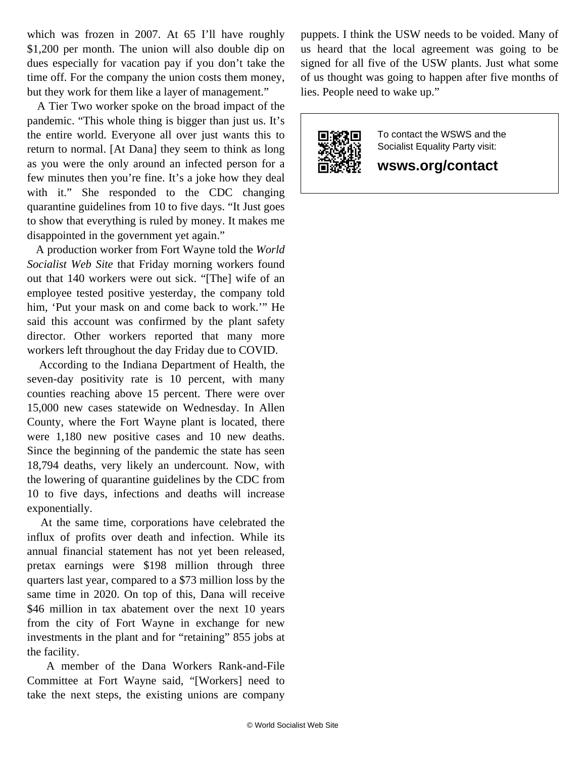which was frozen in 2007. At 65 I'll have roughly $1,200 per month. The union will also double dip on dues especially for vacation pay if you don't take the time off. For the company the union costs them money, but they work for them like a layer of management."

A Tier Two worker spoke on the broad impact of the pandemic. "This whole thing is bigger than just us. It's the entire world. Everyone all over just wants this to return to normal. [At Dana] they seem to think as long as you were the only around an infected person for a few minutes then you're fine. It's a joke how they deal with it." She responded to the CDC changing quarantine guidelines from 10 to five days. "It Just goes to show that everything is ruled by money. It makes me disappointed in the government yet again."

A production worker from Fort Wayne told the *World Socialist Web Site* that Friday morning workers found out that 140 workers were out sick. "[The] wife of an employee tested positive yesterday, the company told him, 'Put your mask on and come back to work.'" He said this account was confirmed by the plant safety director. Other workers reported that many more workers left throughout the day Friday due to COVID.

According to the Indiana Department of Health, the seven-day positivity rate is 10 percent, with many counties reaching above 15 percent. There were over 15,000 new cases statewide on Wednesday. In Allen County, where the Fort Wayne plant is located, there were 1,180 new positive cases and 10 new deaths. Since the beginning of the pandemic the state has seen 18,794 deaths, very likely an undercount. Now, with the lowering of quarantine guidelines by the CDC from 10 to five days, infections and deaths will increase exponentially.

At the same time, corporations have celebrated the influx of profits over death and infection. While its annual financial statement has not yet been released, pretax earnings were $198 million through three quarters last year, compared to a $73 million loss by the same time in 2020. On top of this, Dana will receive $46 million in tax abatement over the next 10 years from the city of Fort Wayne in exchange for new investments in the plant and for "retaining" 855 jobs at the facility.

A member of the Dana Workers Rank-and-File Committee at Fort Wayne said, "[Workers] need to take the next steps, the existing unions are company puppets. I think the USW needs to be voided. Many of us heard that the local agreement was going to be signed for all five of the USW plants. Just what some of us thought was going to happen after five months of lies. People need to wake up."

To contact the WSWS and the Socialist Equality Party visit:

**wsws.org/contact**